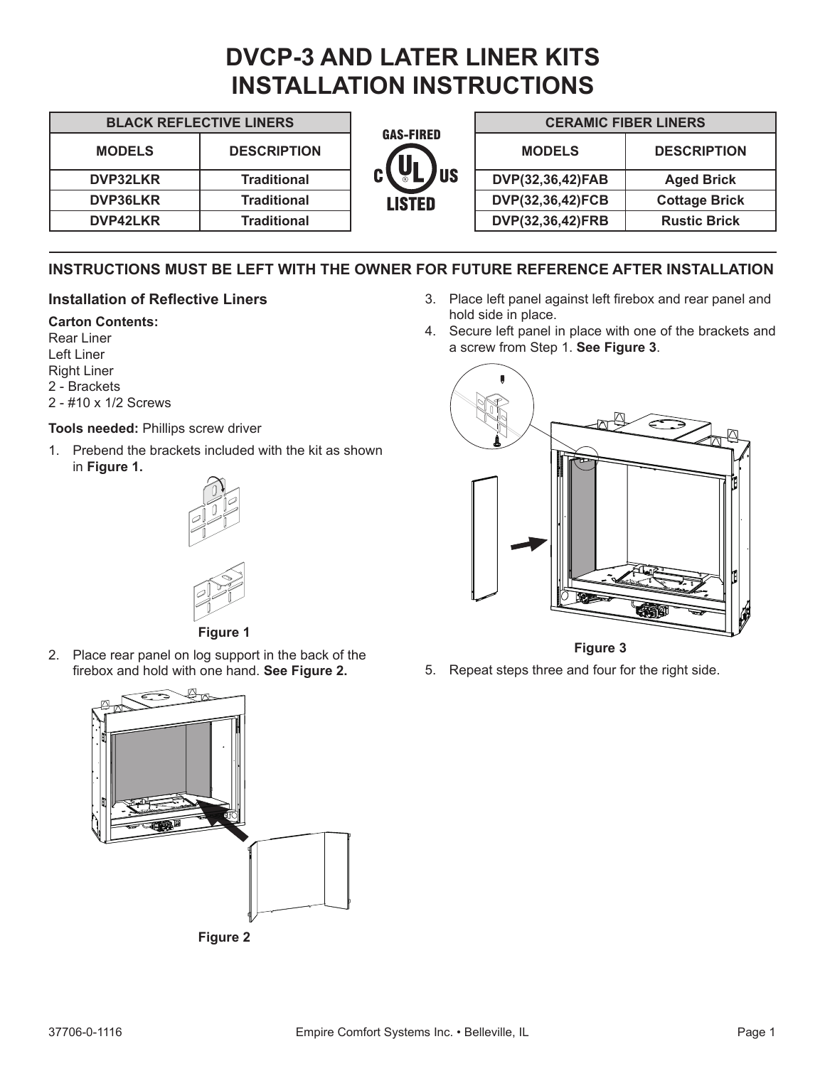# DVCP-3 AND LATER LINER KITS INSTALLATION INSTRUCTIONS

| BLACK REFLECTIVE LINERS | |
|---|---|
| **MODELS** | **DESCRIPTION** |
| DVP32LKR | Traditional |
| DVP36LKR | Traditional |
| DVP42LKR | Traditional |

GAS-FIRED C UL US LISTED

| CERAMIC FIBER LINERS | |
|---|---|
| **MODELS** | **DESCRIPTION** |
| DVP(32,36,42)FAB | Aged Brick |
| DVP(32,36,42)FCB | Cottage Brick |
| DVP(32,36,42)FRB | Rustic Brick |

**INSTRUCTIONS MUST BE LEFT WITH THE OWNER FOR FUTURE REFERENCE AFTER INSTALLATION**

### Installation of Reflective Liners

**Carton Contents:**
Rear Liner
Left Liner
Right Liner
2 - Brackets
2 - #10 x 1/2 Screws

**Tools needed:** Phillips screw driver

1. Prebend the brackets included with the kit as shown in **Figure 1.**

**Figure 1**

2. Place rear panel on log support in the back of the firebox and hold with one hand. **See Figure 2.**

**Figure 2**

3. Place left panel against left firebox and rear panel and hold side in place.
4. Secure left panel in place with one of the brackets and a screw from Step 1. **See Figure 3**.

**Figure 3**

5. Repeat steps three and four for the right side.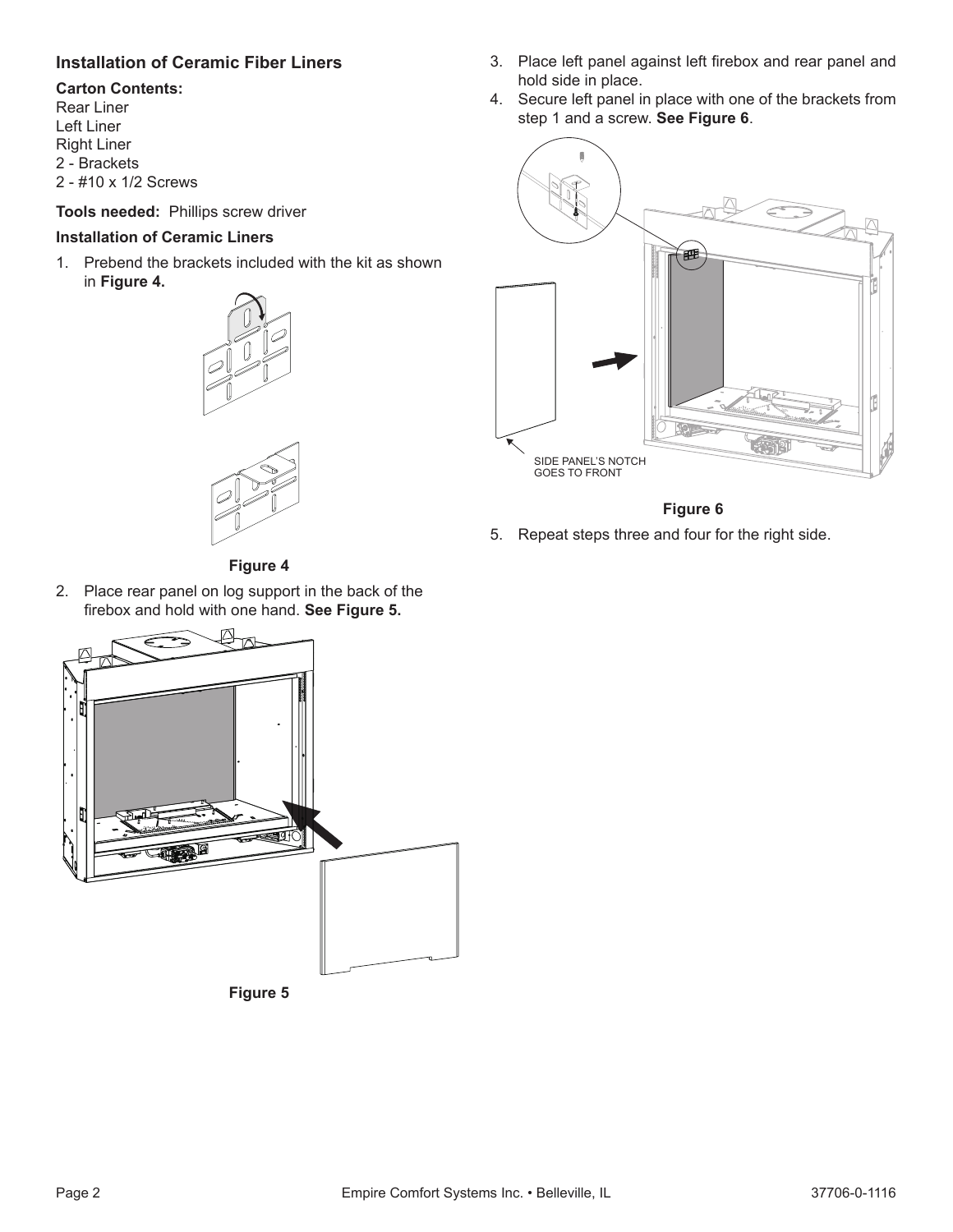## Installation of Ceramic Fiber Liners

**Carton Contents:**
Rear Liner
Left Liner
Right Liner
2 - Brackets
2 - #10 x 1/2 Screws

**Tools needed:** Phillips screw driver

**Installation of Ceramic Liners**

1. Prebend the brackets included with the kit as shown in **Figure 4.**

Figure 4

2. Place rear panel on log support in the back of the firebox and hold with one hand. **See Figure 5.**

Figure 5

3. Place left panel against left firebox and rear panel and hold side in place.
4. Secure left panel in place with one of the brackets from step 1 and a screw. **See Figure 6**.

SIDE PANEL'S NOTCH GOES TO FRONT

Figure 6

5. Repeat steps three and four for the right side.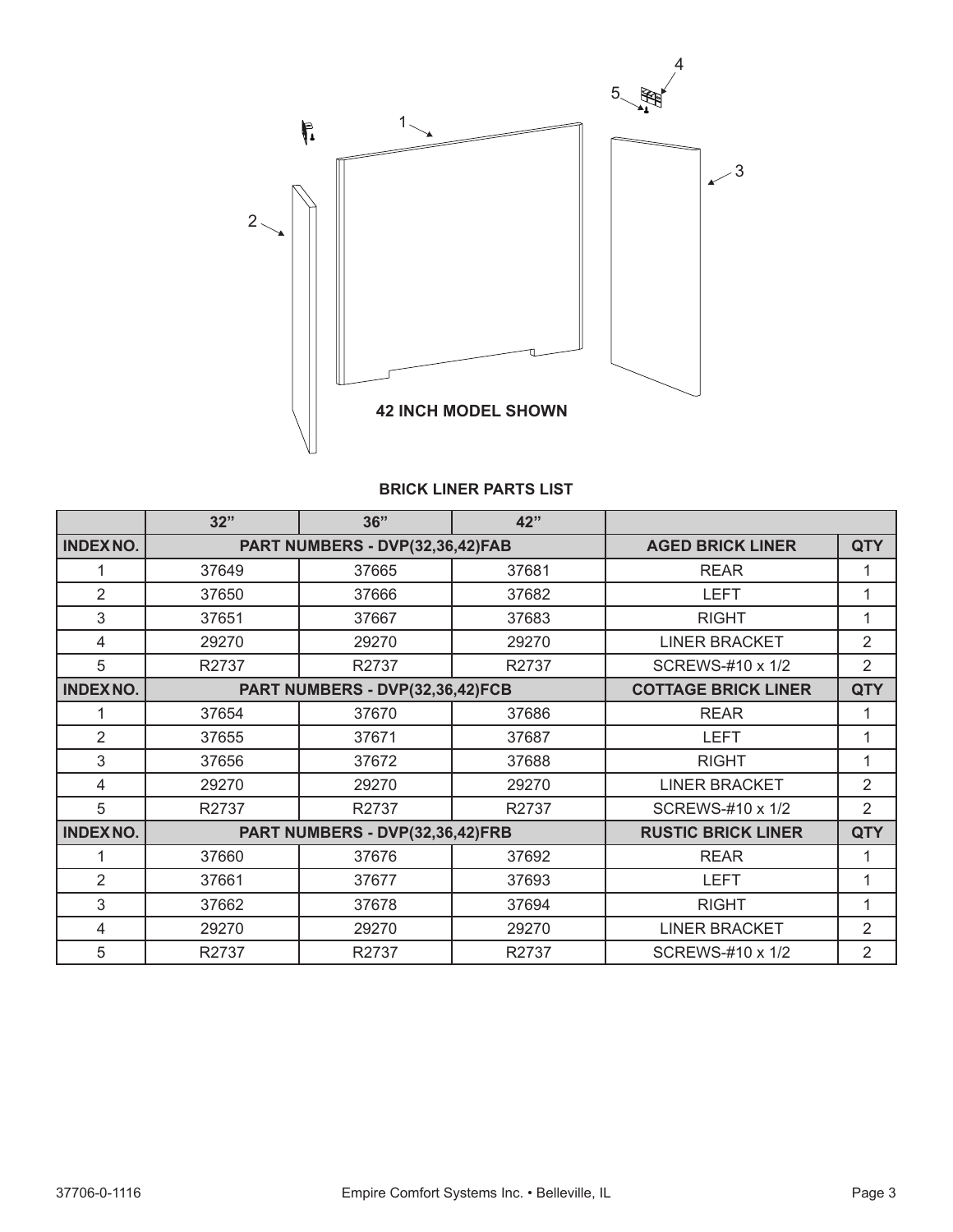1

2

3

4

5

**42 INCH MODEL SHOWN**

**BRICK LINER PARTS LIST**

| | 32" | 36" | 42" | | |
|---|---|---|---|---|---|
| **INDEX NO.** | **PART NUMBERS - DVP(32,36,42)FAB** | | | **AGED BRICK LINER** | **QTY** |
| 1 | 37649 | 37665 | 37681 | REAR | 1 |
| 2 | 37650 | 37666 | 37682 | LEFT | 1 |
| 3 | 37651 | 37667 | 37683 | RIGHT | 1 |
| 4 | 29270 | 29270 | 29270 | LINER BRACKET | 2 |
| 5 | R2737 | R2737 | R2737 | SCREWS-#10 x 1/2 | 2 |
| **INDEX NO.** | **PART NUMBERS - DVP(32,36,42)FCB** | | | **COTTAGE BRICK LINER** | **QTY** |
| 1 | 37654 | 37670 | 37686 | REAR | 1 |
| 2 | 37655 | 37671 | 37687 | LEFT | 1 |
| 3 | 37656 | 37672 | 37688 | RIGHT | 1 |
| 4 | 29270 | 29270 | 29270 | LINER BRACKET | 2 |
| 5 | R2737 | R2737 | R2737 | SCREWS-#10 x 1/2 | 2 |
| **INDEX NO.** | **PART NUMBERS - DVP(32,36,42)FRB** | | | **RUSTIC BRICK LINER** | **QTY** |
| 1 | 37660 | 37676 | 37692 | REAR | 1 |
| 2 | 37661 | 37677 | 37693 | LEFT | 1 |
| 3 | 37662 | 37678 | 37694 | RIGHT | 1 |
| 4 | 29270 | 29270 | 29270 | LINER BRACKET | 2 |
| 5 | R2737 | R2737 | R2737 | SCREWS-#10 x 1/2 | 2 |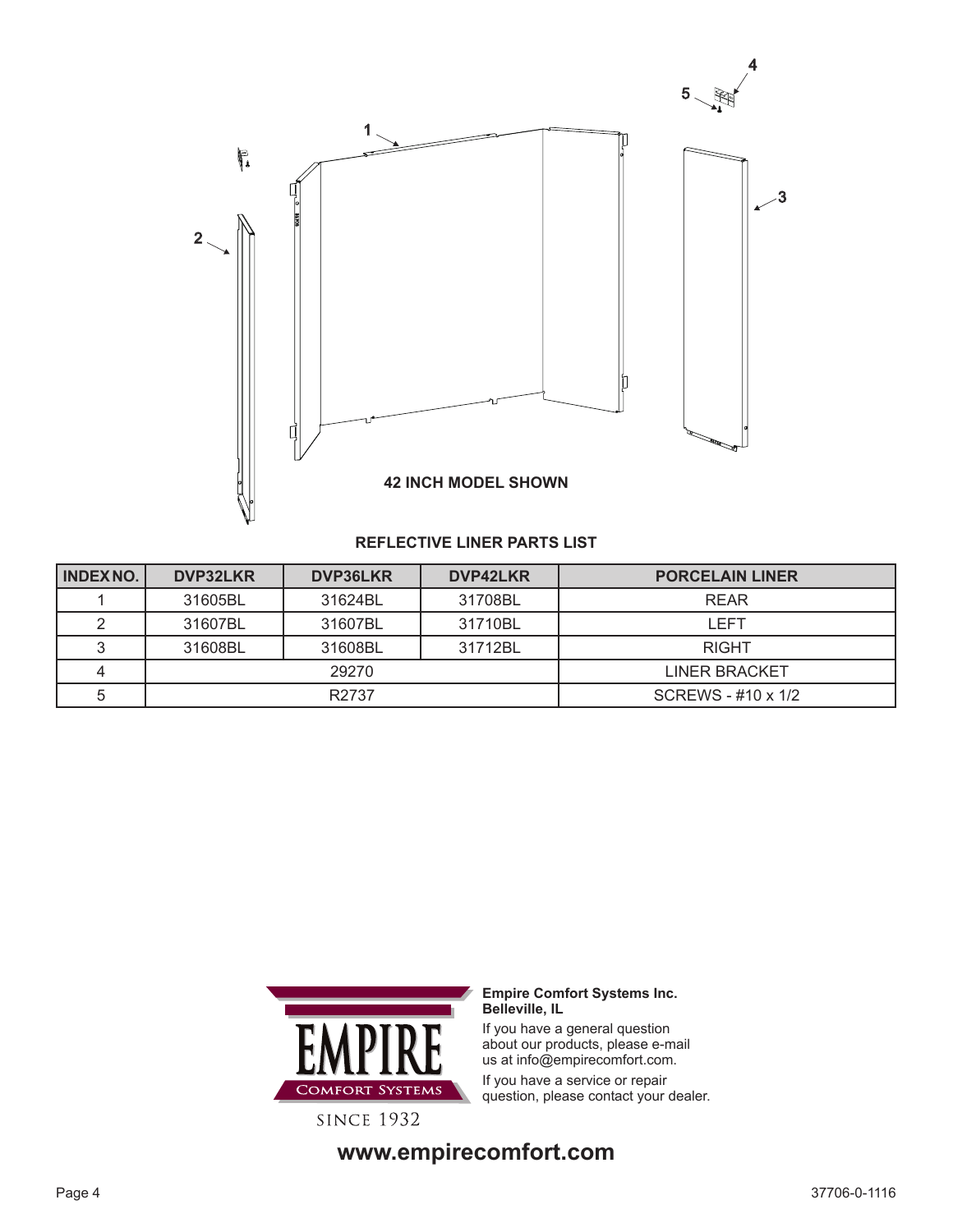1

2

3

4

5

42 INCH MODEL SHOWN

**REFLECTIVE LINER PARTS LIST**

| INDEX NO. | DVP32LKR | DVP36LKR | DVP42LKR | PORCELAIN LINER |
|---|---|---|---|---|
| 1 | 31605BL | 31624BL | 31708BL | REAR |
| 2 | 31607BL | 31607BL | 31710BL | LEFT |
| 3 | 31608BL | 31608BL | 31712BL | RIGHT |
| 4 | 29270 | | | LINER BRACKET |
| 5 | R2737 | | | SCREWS - #10 x 1/2 |

EMPIRE
COMFORT SYSTEMS
SINCE 1932

**Empire Comfort Systems Inc.**
**Belleville, IL**

If you have a general question about our products, please e-mail us at info@empirecomfort.com.

If you have a service or repair question, please contact your dealer.

**www.empirecomfort.com**

37706-0-1116